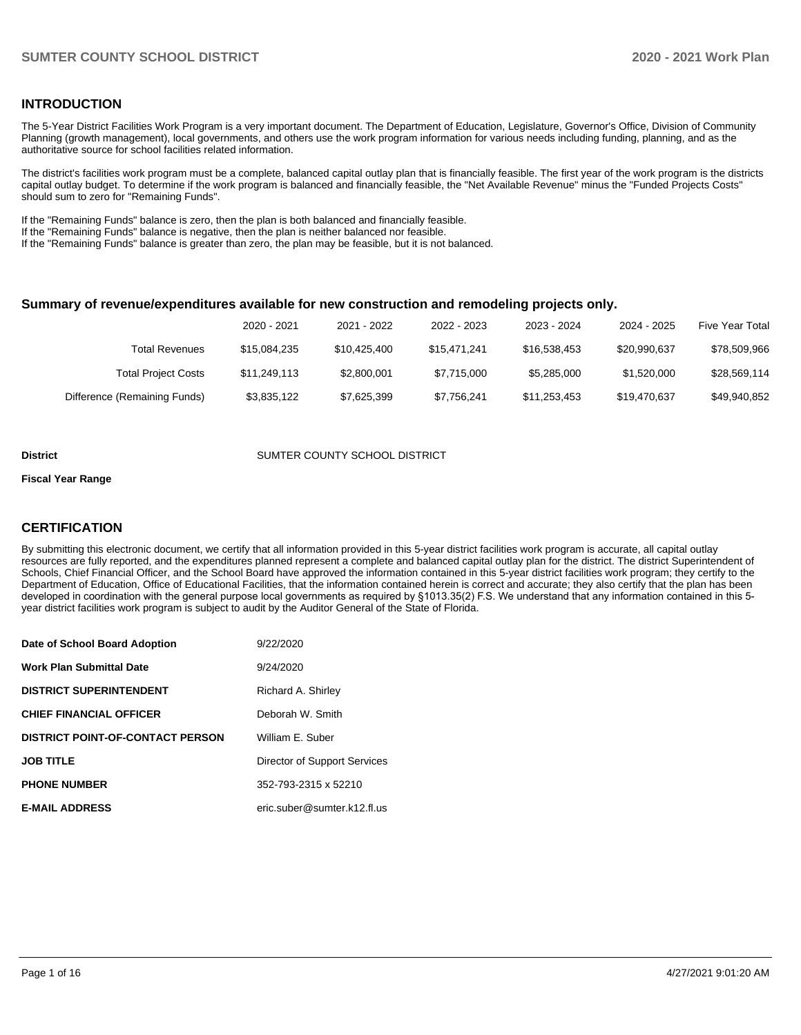## INTRODUCTION

The 5-Year District Facilities Work Program is a very important document. The Department of Education, Legislature, Governor's Office, Division of Community Planning (growth management), local governments, and others use the work program information for various needs including funding, planning, and as the authoritative source for school facilities related information.

The district's facilities work program must be a complete, balanced capital outlay plan that is financially feasible. The first year of the work program is the districts capital outlay budget. To determine if the work program is balanced and financially feasible, the "Net Available Revenue" minus the "Funded Projects Costs" should sum to zero for "Remaining Funds".

If the "Remaining Funds" balance is zero, then the plan is both balanced and financially feasible.
If the "Remaining Funds" balance is negative, then the plan is neither balanced nor feasible.
If the "Remaining Funds" balance is greater than zero, the plan may be feasible, but it is not balanced.

### Summary of revenue/expenditures available for new construction and remodeling projects only.

| | 2020 - 2021 | 2021 - 2022 | 2022 - 2023 | 2023 - 2024 | 2024 - 2025 | Five Year Total |
|---|---|---|---|---|---|---|
| Total Revenues | $15,084,235 | $10,425,400 | $15,471,241 | $16,538,453 | $20,990,637 | $78,509,966 |
| Total Project Costs | $11,249,113 | $2,800,001 | $7,715,000 | $5,285,000 | $1,520,000 | $28,569,114 |
| Difference (Remaining Funds) | $3,835,122 | $7,625,399 | $7,756,241 | $11,253,453 | $19,470,637 | $49,940,852 |

**District** SUMTER COUNTY SCHOOL DISTRICT

**Fiscal Year Range**

## CERTIFICATION

By submitting this electronic document, we certify that all information provided in this 5-year district facilities work program is accurate, all capital outlay resources are fully reported, and the expenditures planned represent a complete and balanced capital outlay plan for the district. The district Superintendent of Schools, Chief Financial Officer, and the School Board have approved the information contained in this 5-year district facilities work program; they certify to the Department of Education, Office of Educational Facilities, that the information contained herein is correct and accurate; they also certify that the plan has been developed in coordination with the general purpose local governments as required by §1013.35(2) F.S. We understand that any information contained in this 5-year district facilities work program is subject to audit by the Auditor General of the State of Florida.

| | |
|---|---|
| **Date of School Board Adoption** | 9/22/2020 |
| **Work Plan Submittal Date** | 9/24/2020 |
| **DISTRICT SUPERINTENDENT** | Richard A. Shirley |
| **CHIEF FINANCIAL OFFICER** | Deborah W. Smith |
| **DISTRICT POINT-OF-CONTACT PERSON** | William E. Suber |
| **JOB TITLE** | Director of Support Services |
| **PHONE NUMBER** | 352-793-2315 x 52210 |
| **E-MAIL ADDRESS** | eric.suber@sumter.k12.fl.us |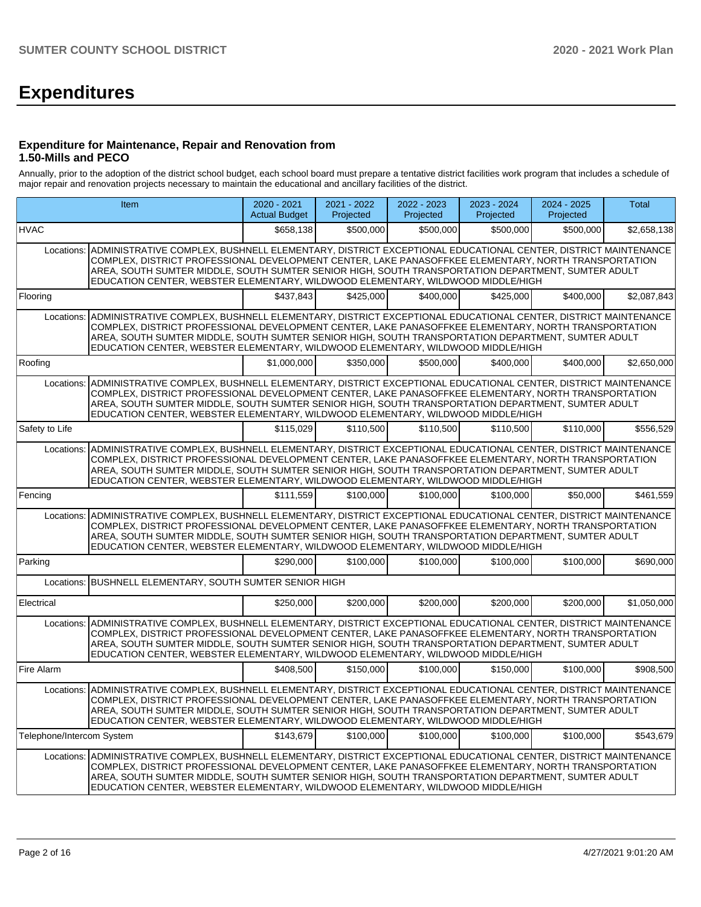# Expenditures

### Expenditure for Maintenance, Repair and Renovation from 1.50-Mills and PECO

Annually, prior to the adoption of the district school budget, each school board must prepare a tentative district facilities work program that includes a schedule of major repair and renovation projects necessary to maintain the educational and ancillary facilities of the district.

| Item | 2020 - 2021 Actual Budget | 2021 - 2022 Projected | 2022 - 2023 Projected | 2023 - 2024 Projected | 2024 - 2025 Projected | Total |
|---|---|---|---|---|---|---|
| HVAC | $658,138 | $500,000 | $500,000 | $500,000 | $500,000 | $2,658,138 |
| Locations: ADMINISTRATIVE COMPLEX, BUSHNELL ELEMENTARY, DISTRICT EXCEPTIONAL EDUCATIONAL CENTER, DISTRICT MAINTENANCE COMPLEX, DISTRICT PROFESSIONAL DEVELOPMENT CENTER, LAKE PANASOFFKEE ELEMENTARY, NORTH TRANSPORTATION AREA, SOUTH SUMTER MIDDLE, SOUTH SUMTER SENIOR HIGH, SOUTH TRANSPORTATION DEPARTMENT, SUMTER ADULT EDUCATION CENTER, WEBSTER ELEMENTARY, WILDWOOD ELEMENTARY, WILDWOOD MIDDLE/HIGH | | | | | | |
| Flooring | $437,843 | $425,000 | $400,000 | $425,000 | $400,000 | $2,087,843 |
| Locations: ADMINISTRATIVE COMPLEX, BUSHNELL ELEMENTARY, DISTRICT EXCEPTIONAL EDUCATIONAL CENTER, DISTRICT MAINTENANCE COMPLEX, DISTRICT PROFESSIONAL DEVELOPMENT CENTER, LAKE PANASOFFKEE ELEMENTARY, NORTH TRANSPORTATION AREA, SOUTH SUMTER MIDDLE, SOUTH SUMTER SENIOR HIGH, SOUTH TRANSPORTATION DEPARTMENT, SUMTER ADULT EDUCATION CENTER, WEBSTER ELEMENTARY, WILDWOOD ELEMENTARY, WILDWOOD MIDDLE/HIGH | | | | | | |
| Roofing | $1,000,000 | $350,000 | $500,000 | $400,000 | $400,000 | $2,650,000 |
| Locations: ADMINISTRATIVE COMPLEX, BUSHNELL ELEMENTARY, DISTRICT EXCEPTIONAL EDUCATIONAL CENTER, DISTRICT MAINTENANCE COMPLEX, DISTRICT PROFESSIONAL DEVELOPMENT CENTER, LAKE PANASOFFKEE ELEMENTARY, NORTH TRANSPORTATION AREA, SOUTH SUMTER MIDDLE, SOUTH SUMTER SENIOR HIGH, SOUTH TRANSPORTATION DEPARTMENT, SUMTER ADULT EDUCATION CENTER, WEBSTER ELEMENTARY, WILDWOOD ELEMENTARY, WILDWOOD MIDDLE/HIGH | | | | | | |
| Safety to Life | $115,029 | $110,500 | $110,500 | $110,500 | $110,000 | $556,529 |
| Locations: ADMINISTRATIVE COMPLEX, BUSHNELL ELEMENTARY, DISTRICT EXCEPTIONAL EDUCATIONAL CENTER, DISTRICT MAINTENANCE COMPLEX, DISTRICT PROFESSIONAL DEVELOPMENT CENTER, LAKE PANASOFFKEE ELEMENTARY, NORTH TRANSPORTATION AREA, SOUTH SUMTER MIDDLE, SOUTH SUMTER SENIOR HIGH, SOUTH TRANSPORTATION DEPARTMENT, SUMTER ADULT EDUCATION CENTER, WEBSTER ELEMENTARY, WILDWOOD ELEMENTARY, WILDWOOD MIDDLE/HIGH | | | | | | |
| Fencing | $111,559 | $100,000 | $100,000 | $100,000 | $50,000 | $461,559 |
| Locations: ADMINISTRATIVE COMPLEX, BUSHNELL ELEMENTARY, DISTRICT EXCEPTIONAL EDUCATIONAL CENTER, DISTRICT MAINTENANCE COMPLEX, DISTRICT PROFESSIONAL DEVELOPMENT CENTER, LAKE PANASOFFKEE ELEMENTARY, NORTH TRANSPORTATION AREA, SOUTH SUMTER MIDDLE, SOUTH SUMTER SENIOR HIGH, SOUTH TRANSPORTATION DEPARTMENT, SUMTER ADULT EDUCATION CENTER, WEBSTER ELEMENTARY, WILDWOOD ELEMENTARY, WILDWOOD MIDDLE/HIGH | | | | | | |
| Parking | $290,000 | $100,000 | $100,000 | $100,000 | $100,000 | $690,000 |
| Locations: BUSHNELL ELEMENTARY, SOUTH SUMTER SENIOR HIGH | | | | | | |
| Electrical | $250,000 | $200,000 | $200,000 | $200,000 | $200,000 | $1,050,000 |
| Locations: ADMINISTRATIVE COMPLEX, BUSHNELL ELEMENTARY, DISTRICT EXCEPTIONAL EDUCATIONAL CENTER, DISTRICT MAINTENANCE COMPLEX, DISTRICT PROFESSIONAL DEVELOPMENT CENTER, LAKE PANASOFFKEE ELEMENTARY, NORTH TRANSPORTATION AREA, SOUTH SUMTER MIDDLE, SOUTH SUMTER SENIOR HIGH, SOUTH TRANSPORTATION DEPARTMENT, SUMTER ADULT EDUCATION CENTER, WEBSTER ELEMENTARY, WILDWOOD ELEMENTARY, WILDWOOD MIDDLE/HIGH | | | | | | |
| Fire Alarm | $408,500 | $150,000 | $100,000 | $150,000 | $100,000 | $908,500 |
| Locations: ADMINISTRATIVE COMPLEX, BUSHNELL ELEMENTARY, DISTRICT EXCEPTIONAL EDUCATIONAL CENTER, DISTRICT MAINTENANCE COMPLEX, DISTRICT PROFESSIONAL DEVELOPMENT CENTER, LAKE PANASOFFKEE ELEMENTARY, NORTH TRANSPORTATION AREA, SOUTH SUMTER MIDDLE, SOUTH SUMTER SENIOR HIGH, SOUTH TRANSPORTATION DEPARTMENT, SUMTER ADULT EDUCATION CENTER, WEBSTER ELEMENTARY, WILDWOOD ELEMENTARY, WILDWOOD MIDDLE/HIGH | | | | | | |
| Telephone/Intercom System | $143,679 | $100,000 | $100,000 | $100,000 | $100,000 | $543,679 |
| Locations: ADMINISTRATIVE COMPLEX, BUSHNELL ELEMENTARY, DISTRICT EXCEPTIONAL EDUCATIONAL CENTER, DISTRICT MAINTENANCE COMPLEX, DISTRICT PROFESSIONAL DEVELOPMENT CENTER, LAKE PANASOFFKEE ELEMENTARY, NORTH TRANSPORTATION AREA, SOUTH SUMTER MIDDLE, SOUTH SUMTER SENIOR HIGH, SOUTH TRANSPORTATION DEPARTMENT, SUMTER ADULT EDUCATION CENTER, WEBSTER ELEMENTARY, WILDWOOD ELEMENTARY, WILDWOOD MIDDLE/HIGH | | | | | | |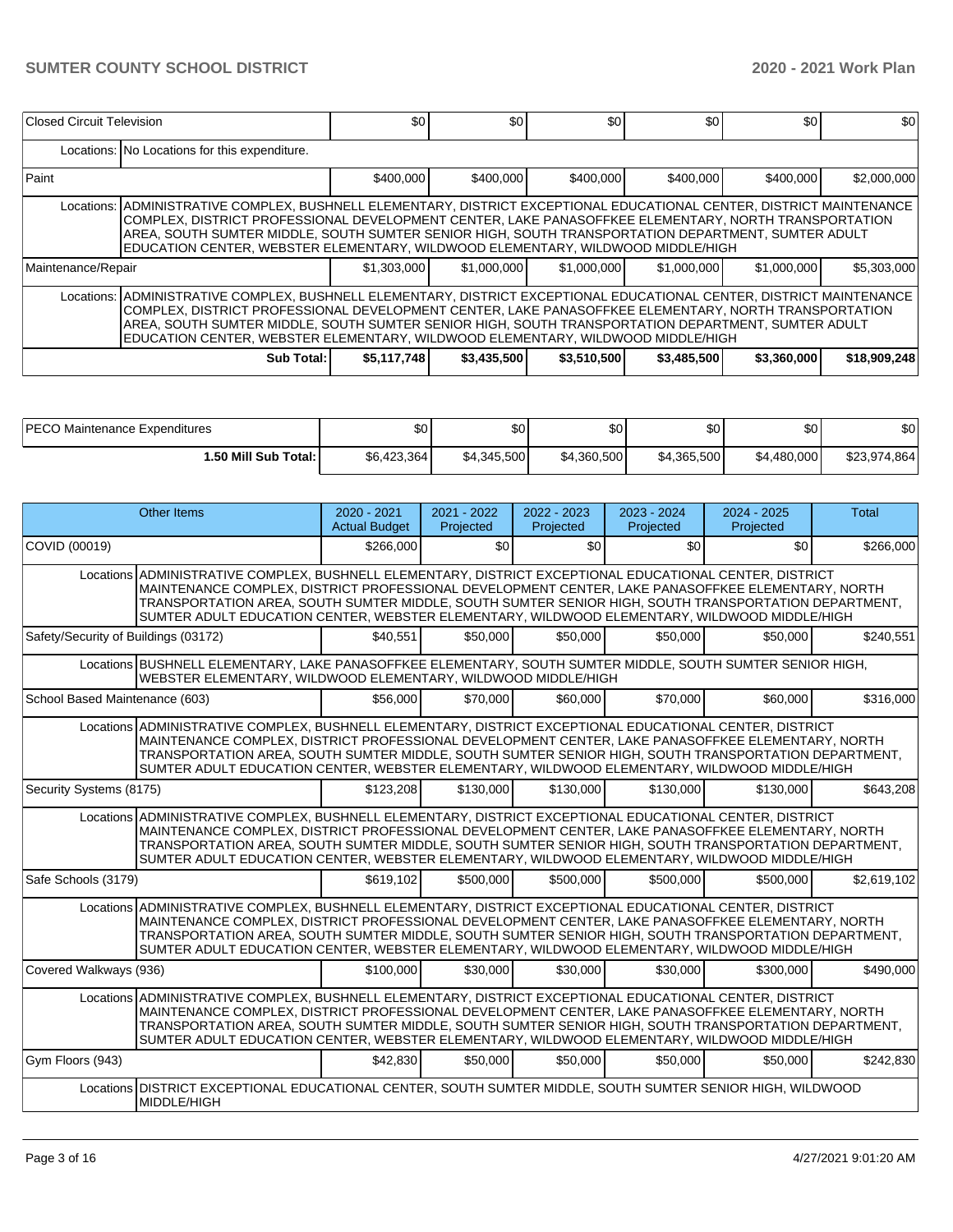| Closed Circuit Television | | $0 | $0 | $0 | $0 | $0 | $0 |
|---|---|---|---|---|---|---|---|
| | Locations: | No Locations for this expenditure. | | | | | |
| Paint | | $400,000 | $400,000 | $400,000 | $400,000 | $400,000 | $2,000,000 |
| | Locations: | ADMINISTRATIVE COMPLEX, BUSHNELL ELEMENTARY, DISTRICT EXCEPTIONAL EDUCATIONAL CENTER, DISTRICT MAINTENANCE COMPLEX, DISTRICT PROFESSIONAL DEVELOPMENT CENTER, LAKE PANASOFFKEE ELEMENTARY, NORTH TRANSPORTATION AREA, SOUTH SUMTER MIDDLE, SOUTH SUMTER SENIOR HIGH, SOUTH TRANSPORTATION DEPARTMENT, SUMTER ADULT EDUCATION CENTER, WEBSTER ELEMENTARY, WILDWOOD ELEMENTARY, WILDWOOD MIDDLE/HIGH | | | | | |
| Maintenance/Repair | | $1,303,000 | $1,000,000 | $1,000,000 | $1,000,000 | $1,000,000 | $5,303,000 |
| | Locations: | ADMINISTRATIVE COMPLEX, BUSHNELL ELEMENTARY, DISTRICT EXCEPTIONAL EDUCATIONAL CENTER, DISTRICT MAINTENANCE COMPLEX, DISTRICT PROFESSIONAL DEVELOPMENT CENTER, LAKE PANASOFFKEE ELEMENTARY, NORTH TRANSPORTATION AREA, SOUTH SUMTER MIDDLE, SOUTH SUMTER SENIOR HIGH, SOUTH TRANSPORTATION DEPARTMENT, SUMTER ADULT EDUCATION CENTER, WEBSTER ELEMENTARY, WILDWOOD ELEMENTARY, WILDWOOD MIDDLE/HIGH | | | | | |
| | Sub Total: | $5,117,748 | $3,435,500 | $3,510,500 | $3,485,500 | $3,360,000 | $18,909,248 |

| PECO Maintenance Expenditures | $0 | $0 | $0 | $0 | $0 | $0 |
|---|---|---|---|---|---|---|
| 1.50 Mill Sub Total: | $6,423,364 | $4,345,500 | $4,360,500 | $4,365,500 | $4,480,000 | $23,974,864 |

| Other Items | | 2020 - 2021 Actual Budget | 2021 - 2022 Projected | 2022 - 2023 Projected | 2023 - 2024 Projected | 2024 - 2025 Projected | Total |
|---|---|---|---|---|---|---|---|
| COVID (00019) | | $266,000 | $0 | $0 | $0 | $0 | $266,000 |
| | Locations | ADMINISTRATIVE COMPLEX, BUSHNELL ELEMENTARY, DISTRICT EXCEPTIONAL EDUCATIONAL CENTER, DISTRICT MAINTENANCE COMPLEX, DISTRICT PROFESSIONAL DEVELOPMENT CENTER, LAKE PANASOFFKEE ELEMENTARY, NORTH TRANSPORTATION AREA, SOUTH SUMTER MIDDLE, SOUTH SUMTER SENIOR HIGH, SOUTH TRANSPORTATION DEPARTMENT, SUMTER ADULT EDUCATION CENTER, WEBSTER ELEMENTARY, WILDWOOD ELEMENTARY, WILDWOOD MIDDLE/HIGH | | | | | |
| Safety/Security of Buildings (03172) | | $40,551 | $50,000 | $50,000 | $50,000 | $50,000 | $240,551 |
| | Locations | BUSHNELL ELEMENTARY, LAKE PANASOFFKEE ELEMENTARY, SOUTH SUMTER MIDDLE, SOUTH SUMTER SENIOR HIGH, WEBSTER ELEMENTARY, WILDWOOD ELEMENTARY, WILDWOOD MIDDLE/HIGH | | | | | |
| School Based Maintenance (603) | | $56,000 | $70,000 | $60,000 | $70,000 | $60,000 | $316,000 |
| | Locations | ADMINISTRATIVE COMPLEX, BUSHNELL ELEMENTARY, DISTRICT EXCEPTIONAL EDUCATIONAL CENTER, DISTRICT MAINTENANCE COMPLEX, DISTRICT PROFESSIONAL DEVELOPMENT CENTER, LAKE PANASOFFKEE ELEMENTARY, NORTH TRANSPORTATION AREA, SOUTH SUMTER MIDDLE, SOUTH SUMTER SENIOR HIGH, SOUTH TRANSPORTATION DEPARTMENT, SUMTER ADULT EDUCATION CENTER, WEBSTER ELEMENTARY, WILDWOOD ELEMENTARY, WILDWOOD MIDDLE/HIGH | | | | | |
| Security Systems (8175) | | $123,208 | $130,000 | $130,000 | $130,000 | $130,000 | $643,208 |
| | Locations | ADMINISTRATIVE COMPLEX, BUSHNELL ELEMENTARY, DISTRICT EXCEPTIONAL EDUCATIONAL CENTER, DISTRICT MAINTENANCE COMPLEX, DISTRICT PROFESSIONAL DEVELOPMENT CENTER, LAKE PANASOFFKEE ELEMENTARY, NORTH TRANSPORTATION AREA, SOUTH SUMTER MIDDLE, SOUTH SUMTER SENIOR HIGH, SOUTH TRANSPORTATION DEPARTMENT, SUMTER ADULT EDUCATION CENTER, WEBSTER ELEMENTARY, WILDWOOD ELEMENTARY, WILDWOOD MIDDLE/HIGH | | | | | |
| Safe Schools (3179) | | $619,102 | $500,000 | $500,000 | $500,000 | $500,000 | $2,619,102 |
| | Locations | ADMINISTRATIVE COMPLEX, BUSHNELL ELEMENTARY, DISTRICT EXCEPTIONAL EDUCATIONAL CENTER, DISTRICT MAINTENANCE COMPLEX, DISTRICT PROFESSIONAL DEVELOPMENT CENTER, LAKE PANASOFFKEE ELEMENTARY, NORTH TRANSPORTATION AREA, SOUTH SUMTER MIDDLE, SOUTH SUMTER SENIOR HIGH, SOUTH TRANSPORTATION DEPARTMENT, SUMTER ADULT EDUCATION CENTER, WEBSTER ELEMENTARY, WILDWOOD ELEMENTARY, WILDWOOD MIDDLE/HIGH | | | | | |
| Covered Walkways (936) | | $100,000 | $30,000 | $30,000 | $30,000 | $300,000 | $490,000 |
| | Locations | ADMINISTRATIVE COMPLEX, BUSHNELL ELEMENTARY, DISTRICT EXCEPTIONAL EDUCATIONAL CENTER, DISTRICT MAINTENANCE COMPLEX, DISTRICT PROFESSIONAL DEVELOPMENT CENTER, LAKE PANASOFFKEE ELEMENTARY, NORTH TRANSPORTATION AREA, SOUTH SUMTER MIDDLE, SOUTH SUMTER SENIOR HIGH, SOUTH TRANSPORTATION DEPARTMENT, SUMTER ADULT EDUCATION CENTER, WEBSTER ELEMENTARY, WILDWOOD ELEMENTARY, WILDWOOD MIDDLE/HIGH | | | | | |
| Gym Floors (943) | | $42,830 | $50,000 | $50,000 | $50,000 | $50,000 | $242,830 |
| | Locations | DISTRICT EXCEPTIONAL EDUCATIONAL CENTER, SOUTH SUMTER MIDDLE, SOUTH SUMTER SENIOR HIGH, WILDWOOD MIDDLE/HIGH | | | | | |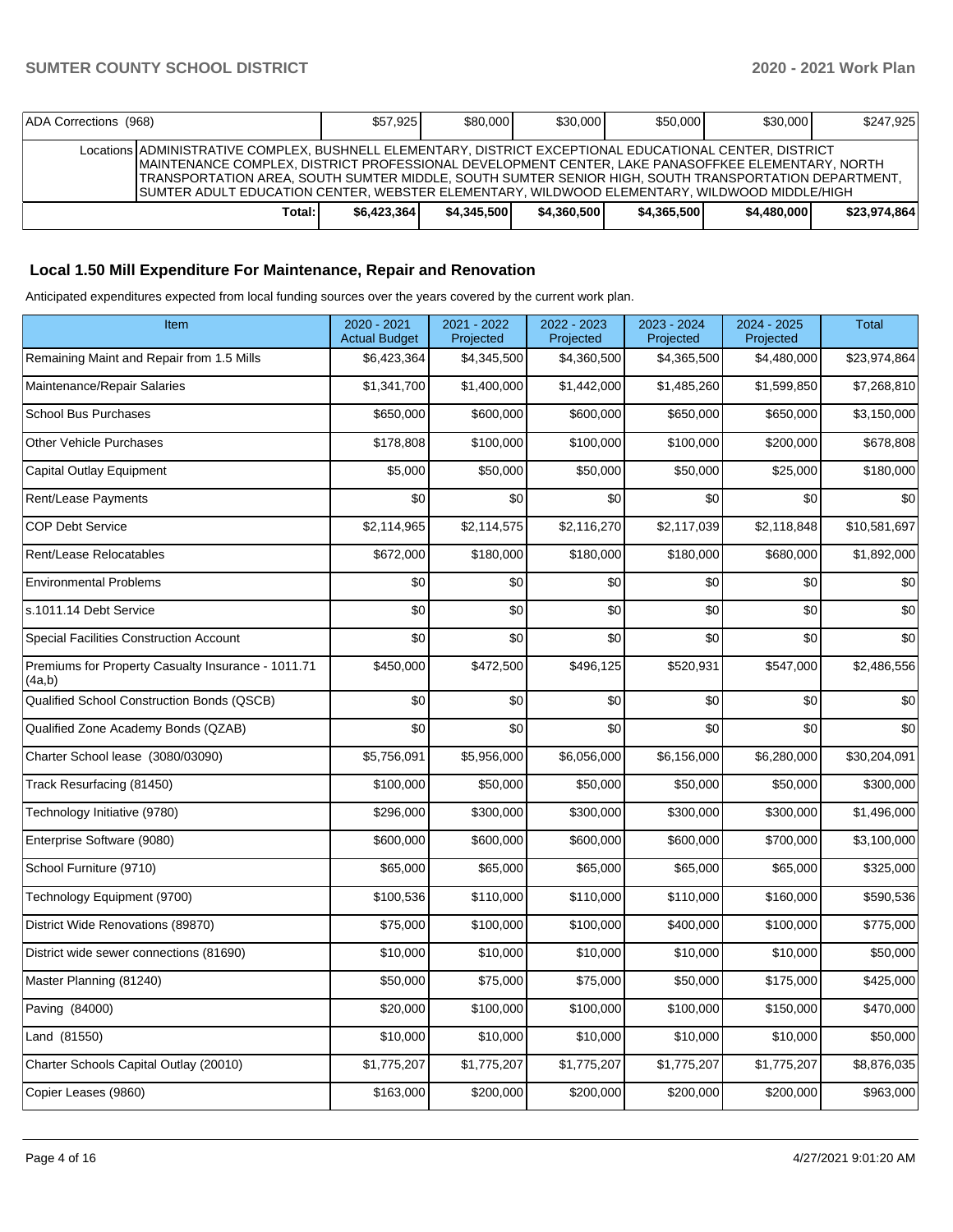| ADA Corrections (968) | | $57,925 | $80,000 | $30,000 | $50,000 | $30,000 | $247,925 |
|---|---|---|---|---|---|---|---|
| | Locations | ADMINISTRATIVE COMPLEX, BUSHNELL ELEMENTARY, DISTRICT EXCEPTIONAL EDUCATIONAL CENTER, DISTRICT MAINTENANCE COMPLEX, DISTRICT PROFESSIONAL DEVELOPMENT CENTER, LAKE PANASOFFKEE ELEMENTARY, NORTH TRANSPORTATION AREA, SOUTH SUMTER MIDDLE, SOUTH SUMTER SENIOR HIGH, SOUTH TRANSPORTATION DEPARTMENT, SUMTER ADULT EDUCATION CENTER, WEBSTER ELEMENTARY, WILDWOOD ELEMENTARY, WILDWOOD MIDDLE/HIGH | | | | | |
| | Total: | $6,423,364 | $4,345,500 | $4,360,500 | $4,365,500 | $4,480,000 | $23,974,864 |

## Local 1.50 Mill Expenditure For Maintenance, Repair and Renovation

Anticipated expenditures expected from local funding sources over the years covered by the current work plan.

| Item | 2020 - 2021 Actual Budget | 2021 - 2022 Projected | 2022 - 2023 Projected | 2023 - 2024 Projected | 2024 - 2025 Projected | Total |
|---|---|---|---|---|---|---|
| Remaining Maint and Repair from 1.5 Mills | $6,423,364 | $4,345,500 | $4,360,500 | $4,365,500 | $4,480,000 | $23,974,864 |
| Maintenance/Repair Salaries | $1,341,700 | $1,400,000 | $1,442,000 | $1,485,260 | $1,599,850 | $7,268,810 |
| School Bus Purchases | $650,000 | $600,000 | $600,000 | $650,000 | $650,000 | $3,150,000 |
| Other Vehicle Purchases | $178,808 | $100,000 | $100,000 | $100,000 | $200,000 | $678,808 |
| Capital Outlay Equipment | $5,000 | $50,000 | $50,000 | $50,000 | $25,000 | $180,000 |
| Rent/Lease Payments | $0 | $0 | $0 | $0 | $0 | $0 |
| COP Debt Service | $2,114,965 | $2,114,575 | $2,116,270 | $2,117,039 | $2,118,848 | $10,581,697 |
| Rent/Lease Relocatables | $672,000 | $180,000 | $180,000 | $180,000 | $680,000 | $1,892,000 |
| Environmental Problems | $0 | $0 | $0 | $0 | $0 | $0 |
| s.1011.14 Debt Service | $0 | $0 | $0 | $0 | $0 | $0 |
| Special Facilities Construction Account | $0 | $0 | $0 | $0 | $0 | $0 |
| Premiums for Property Casualty Insurance - 1011.71 (4a,b) | $450,000 | $472,500 | $496,125 | $520,931 | $547,000 | $2,486,556 |
| Qualified School Construction Bonds (QSCB) | $0 | $0 | $0 | $0 | $0 | $0 |
| Qualified Zone Academy Bonds (QZAB) | $0 | $0 | $0 | $0 | $0 | $0 |
| Charter School lease (3080/03090) | $5,756,091 | $5,956,000 | $6,056,000 | $6,156,000 | $6,280,000 | $30,204,091 |
| Track Resurfacing (81450) | $100,000 | $50,000 | $50,000 | $50,000 | $50,000 | $300,000 |
| Technology Initiative (9780) | $296,000 | $300,000 | $300,000 | $300,000 | $300,000 | $1,496,000 |
| Enterprise Software (9080) | $600,000 | $600,000 | $600,000 | $600,000 | $700,000 | $3,100,000 |
| School Furniture (9710) | $65,000 | $65,000 | $65,000 | $65,000 | $65,000 | $325,000 |
| Technology Equipment (9700) | $100,536 | $110,000 | $110,000 | $110,000 | $160,000 | $590,536 |
| District Wide Renovations (89870) | $75,000 | $100,000 | $100,000 | $400,000 | $100,000 | $775,000 |
| District wide sewer connections (81690) | $10,000 | $10,000 | $10,000 | $10,000 | $10,000 | $50,000 |
| Master Planning (81240) | $50,000 | $75,000 | $75,000 | $50,000 | $175,000 | $425,000 |
| Paving (84000) | $20,000 | $100,000 | $100,000 | $100,000 | $150,000 | $470,000 |
| Land (81550) | $10,000 | $10,000 | $10,000 | $10,000 | $10,000 | $50,000 |
| Charter Schools Capital Outlay (20010) | $1,775,207 | $1,775,207 | $1,775,207 | $1,775,207 | $1,775,207 | $8,876,035 |
| Copier Leases (9860) | $163,000 | $200,000 | $200,000 | $200,000 | $200,000 | $963,000 |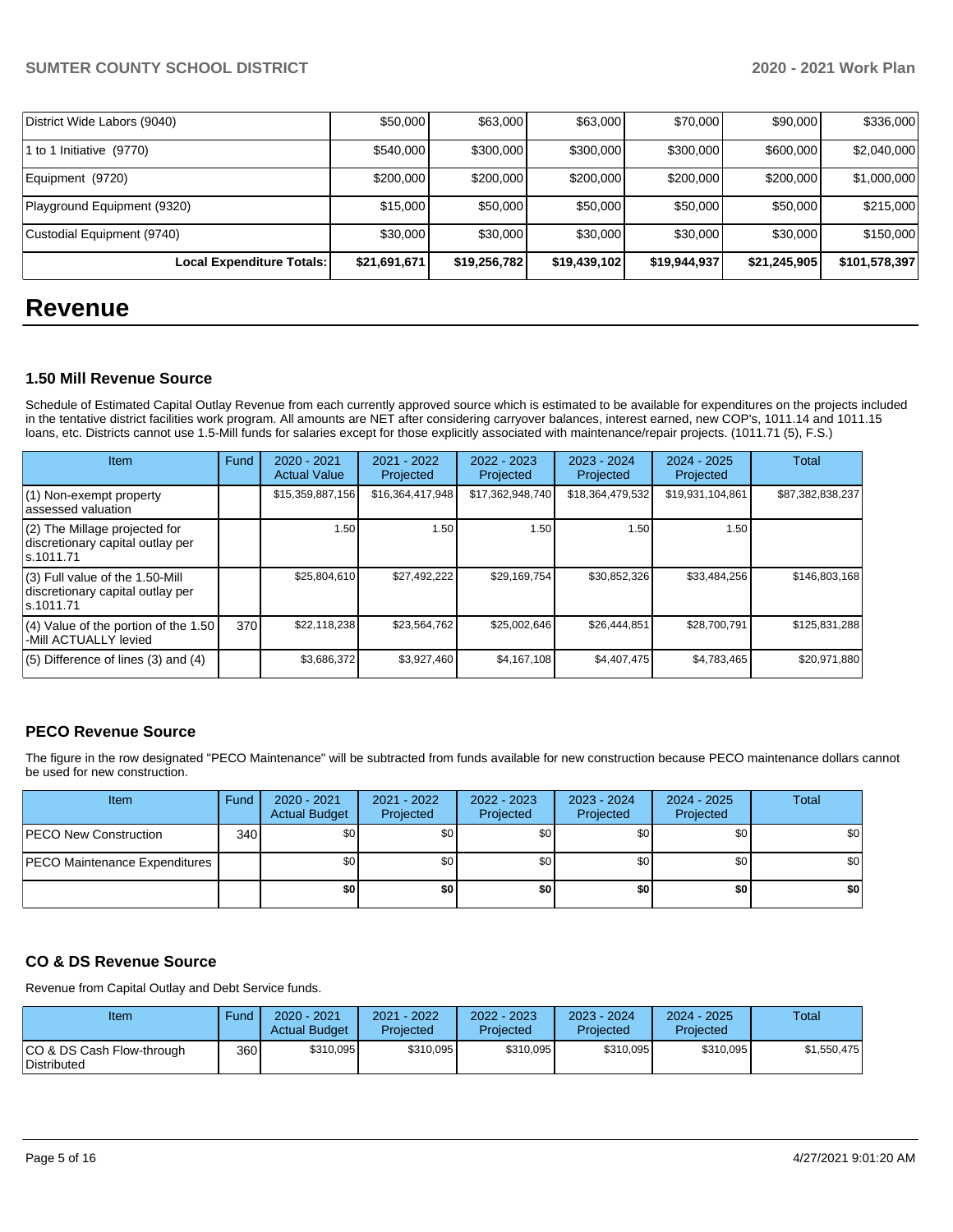| District Wide Labors (9040) | $50,000 | $63,000 | $63,000 | $70,000 | $90,000 | $336,000 |
|---|---|---|---|---|---|---|
| 1 to 1 Initiative (9770) | $540,000 | $300,000 | $300,000 | $300,000 | $600,000 | $2,040,000 |
| Equipment (9720) | $200,000 | $200,000 | $200,000 | $200,000 | $200,000 | $1,000,000 |
| Playground Equipment (9320) | $15,000 | $50,000 | $50,000 | $50,000 | $50,000 | $215,000 |
| Custodial Equipment (9740) | $30,000 | $30,000 | $30,000 | $30,000 | $30,000 | $150,000 |
| **Local Expenditure Totals:** | **$21,691,671** | **$19,256,782** | **$19,439,102** | **$19,944,937** | **$21,245,905** | **$101,578,397** |

# Revenue

### 1.50 Mill Revenue Source

Schedule of Estimated Capital Outlay Revenue from each currently approved source which is estimated to be available for expenditures on the projects included in the tentative district facilities work program. All amounts are NET after considering carryover balances, interest earned, new COP's, 1011.14 and 1011.15 loans, etc. Districts cannot use 1.5-Mill funds for salaries except for those explicitly associated with maintenance/repair projects. (1011.71 (5), F.S.)

| Item | Fund | 2020 - 2021 Actual Value | 2021 - 2022 Projected | 2022 - 2023 Projected | 2023 - 2024 Projected | 2024 - 2025 Projected | Total |
|---|---|---|---|---|---|---|---|
| (1) Non-exempt property assessed valuation | | $15,359,887,156 | $16,364,417,948 | $17,362,948,740 | $18,364,479,532 | $19,931,104,861 | $87,382,838,237 |
| (2) The Millage projected for discretionary capital outlay per s.1011.71 | | 1.50 | 1.50 | 1.50 | 1.50 | 1.50 | |
| (3) Full value of the 1.50-Mill discretionary capital outlay per s.1011.71 | | $25,804,610 | $27,492,222 | $29,169,754 | $30,852,326 | $33,484,256 | $146,803,168 |
| (4) Value of the portion of the 1.50 -Mill ACTUALLY levied | 370 | $22,118,238 | $23,564,762 | $25,002,646 | $26,444,851 | $28,700,791 | $125,831,288 |
| (5) Difference of lines (3) and (4) | | $3,686,372 | $3,927,460 | $4,167,108 | $4,407,475 | $4,783,465 | $20,971,880 |

### PECO Revenue Source

The figure in the row designated "PECO Maintenance" will be subtracted from funds available for new construction because PECO maintenance dollars cannot be used for new construction.

| Item | Fund | 2020 - 2021 Actual Budget | 2021 - 2022 Projected | 2022 - 2023 Projected | 2023 - 2024 Projected | 2024 - 2025 Projected | Total |
|---|---|---|---|---|---|---|---|
| PECO New Construction | 340 | $0 | $0 | $0 | $0 | $0 | $0 |
| PECO Maintenance Expenditures | | $0 | $0 | $0 | $0 | $0 | $0 |
| | | **$0** | **$0** | **$0** | **$0** | **$0** | **$0** |

### CO & DS Revenue Source

Revenue from Capital Outlay and Debt Service funds.

| Item | Fund | 2020 - 2021 Actual Budget | 2021 - 2022 Projected | 2022 - 2023 Projected | 2023 - 2024 Projected | 2024 - 2025 Projected | Total |
|---|---|---|---|---|---|---|---|
| CO & DS Cash Flow-through Distributed | 360 | $310,095 | $310,095 | $310,095 | $310,095 | $310,095 | $1,550,475 |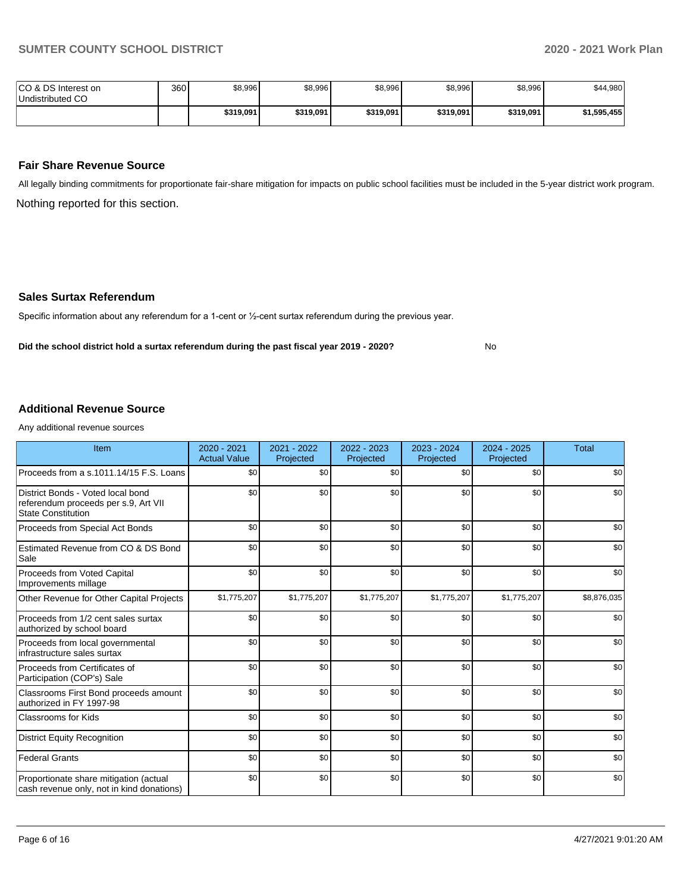| | | | | | | | |
|---|---|---|---|---|---|---|---|
| CO & DS Interest on Undistributed CO | 360 | $8,996 | $8,996 | $8,996 | $8,996 | $8,996 | $44,980 |
| | | **$319,091** | **$319,091** | **$319,091** | **$319,091** | **$319,091** | **$1,595,455** |

### Fair Share Revenue Source

All legally binding commitments for proportionate fair-share mitigation for impacts on public school facilities must be included in the 5-year district work program.

Nothing reported for this section.

### Sales Surtax Referendum

Specific information about any referendum for a 1-cent or ½-cent surtax referendum during the previous year.

**Did the school district hold a surtax referendum during the past fiscal year 2019 - 2020?** No

### Additional Revenue Source

Any additional revenue sources

| Item | 2020 - 2021 Actual Value | 2021 - 2022 Projected | 2022 - 2023 Projected | 2023 - 2024 Projected | 2024 - 2025 Projected | Total |
|---|---|---|---|---|---|---|
| Proceeds from a s.1011.14/15 F.S. Loans | $0 | $0 | $0 | $0 | $0 | $0 |
| District Bonds - Voted local bond referendum proceeds per s.9, Art VII State Constitution | $0 | $0 | $0 | $0 | $0 | $0 |
| Proceeds from Special Act Bonds | $0 | $0 | $0 | $0 | $0 | $0 |
| Estimated Revenue from CO & DS Bond Sale | $0 | $0 | $0 | $0 | $0 | $0 |
| Proceeds from Voted Capital Improvements millage | $0 | $0 | $0 | $0 | $0 | $0 |
| Other Revenue for Other Capital Projects | $1,775,207 | $1,775,207 | $1,775,207 | $1,775,207 | $1,775,207 | $8,876,035 |
| Proceeds from 1/2 cent sales surtax authorized by school board | $0 | $0 | $0 | $0 | $0 | $0 |
| Proceeds from local governmental infrastructure sales surtax | $0 | $0 | $0 | $0 | $0 | $0 |
| Proceeds from Certificates of Participation (COP's) Sale | $0 | $0 | $0 | $0 | $0 | $0 |
| Classrooms First Bond proceeds amount authorized in FY 1997-98 | $0 | $0 | $0 | $0 | $0 | $0 |
| Classrooms for Kids | $0 | $0 | $0 | $0 | $0 | $0 |
| District Equity Recognition | $0 | $0 | $0 | $0 | $0 | $0 |
| Federal Grants | $0 | $0 | $0 | $0 | $0 | $0 |
| Proportionate share mitigation (actual cash revenue only, not in kind donations) | $0 | $0 | $0 | $0 | $0 | $0 |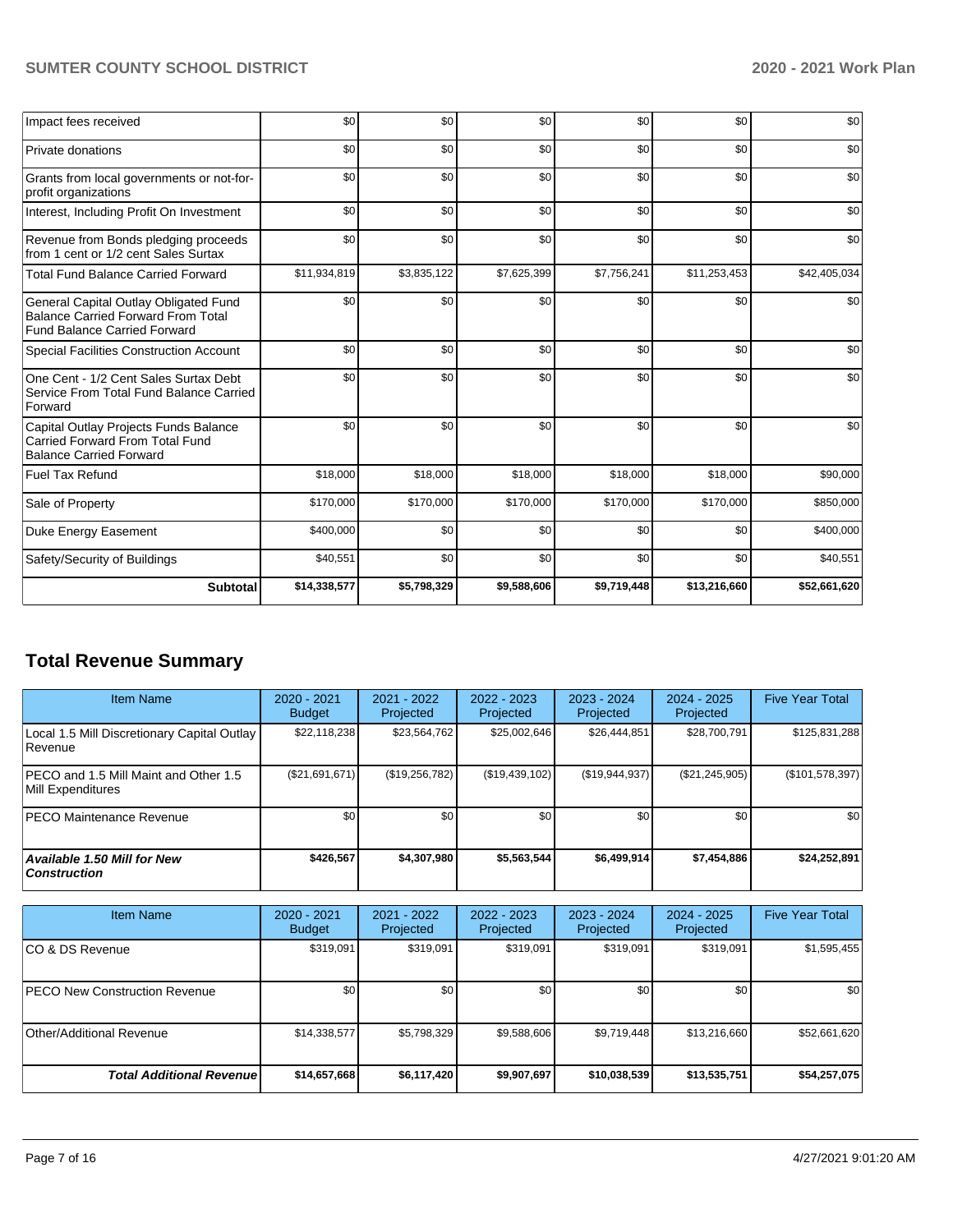| | | | | | | |
|---|---|---|---|---|---|---|
| Impact fees received | $0 | $0 | $0 | $0 | $0 | $0 |
| Private donations | $0 | $0 | $0 | $0 | $0 | $0 |
| Grants from local governments or not-for-profit organizations | $0 | $0 | $0 | $0 | $0 | $0 |
| Interest, Including Profit On Investment | $0 | $0 | $0 | $0 | $0 | $0 |
| Revenue from Bonds pledging proceeds from 1 cent or 1/2 cent Sales Surtax | $0 | $0 | $0 | $0 | $0 | $0 |
| Total Fund Balance Carried Forward | $11,934,819 | $3,835,122 | $7,625,399 | $7,756,241 | $11,253,453 | $42,405,034 |
| General Capital Outlay Obligated Fund Balance Carried Forward From Total Fund Balance Carried Forward | $0 | $0 | $0 | $0 | $0 | $0 |
| Special Facilities Construction Account | $0 | $0 | $0 | $0 | $0 | $0 |
| One Cent - 1/2 Cent Sales Surtax Debt Service From Total Fund Balance Carried Forward | $0 | $0 | $0 | $0 | $0 | $0 |
| Capital Outlay Projects Funds Balance Carried Forward From Total Fund Balance Carried Forward | $0 | $0 | $0 | $0 | $0 | $0 |
| Fuel Tax Refund | $18,000 | $18,000 | $18,000 | $18,000 | $18,000 | $90,000 |
| Sale of Property | $170,000 | $170,000 | $170,000 | $170,000 | $170,000 | $850,000 |
| Duke Energy Easement | $400,000 | $0 | $0 | $0 | $0 | $400,000 |
| Safety/Security of Buildings | $40,551 | $0 | $0 | $0 | $0 | $40,551 |
| **Subtotal** | **$14,338,577** | **$5,798,329** | **$9,588,606** | **$9,719,448** | **$13,216,660** | **$52,661,620** |

## Total Revenue Summary

| Item Name | 2020 - 2021 Budget | 2021 - 2022 Projected | 2022 - 2023 Projected | 2023 - 2024 Projected | 2024 - 2025 Projected | Five Year Total |
|---|---|---|---|---|---|---|
| Local 1.5 Mill Discretionary Capital Outlay Revenue | $22,118,238 | $23,564,762 | $25,002,646 | $26,444,851 | $28,700,791 | $125,831,288 |
| PECO and 1.5 Mill Maint and Other 1.5 Mill Expenditures | ($21,691,671) | ($19,256,782) | ($19,439,102) | ($19,944,937) | ($21,245,905) | ($101,578,397) |
| PECO Maintenance Revenue | $0 | $0 | $0 | $0 | $0 | $0 |
| ***Available 1.50 Mill for New Construction*** | **$426,567** | **$4,307,980** | **$5,563,544** | **$6,499,914** | **$7,454,886** | **$24,252,891** |

| Item Name | 2020 - 2021 Budget | 2021 - 2022 Projected | 2022 - 2023 Projected | 2023 - 2024 Projected | 2024 - 2025 Projected | Five Year Total |
|---|---|---|---|---|---|---|
| CO & DS Revenue | $319,091 | $319,091 | $319,091 | $319,091 | $319,091 | $1,595,455 |
| PECO New Construction Revenue | $0 | $0 | $0 | $0 | $0 | $0 |
| Other/Additional Revenue | $14,338,577 | $5,798,329 | $9,588,606 | $9,719,448 | $13,216,660 | $52,661,620 |
| ***Total Additional Revenue*** | **$14,657,668** | **$6,117,420** | **$9,907,697** | **$10,038,539** | **$13,535,751** | **$54,257,075** |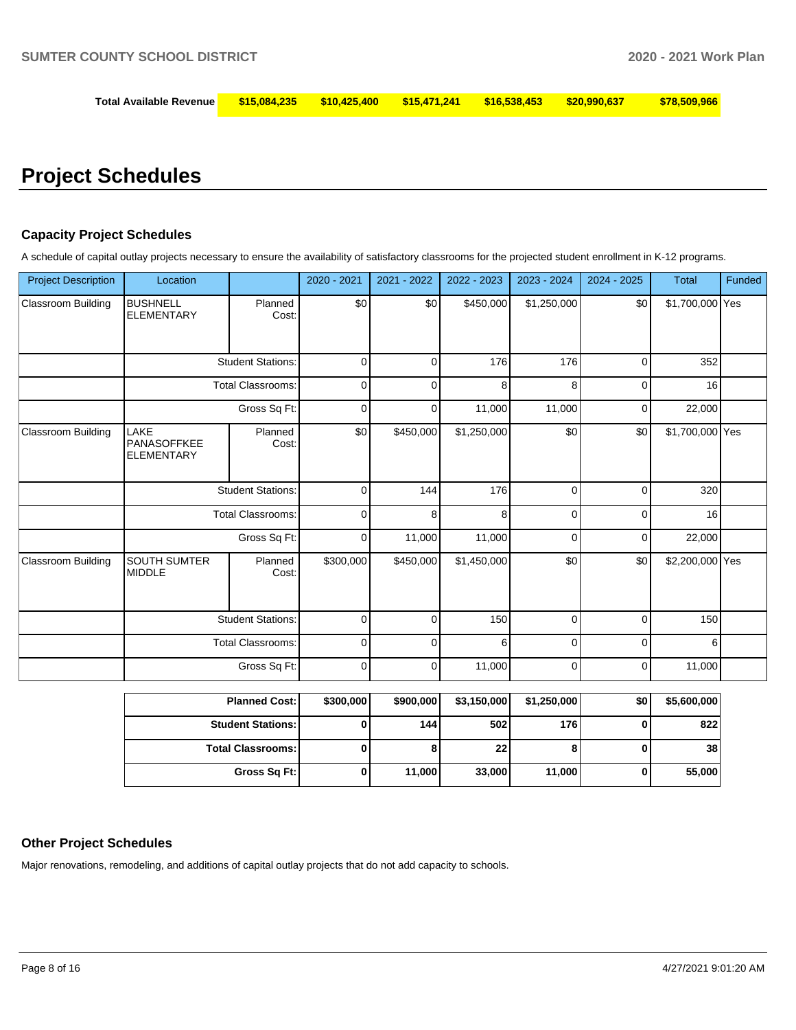| Total Available Revenue | $15,084,235 | $10,425,400 | $15,471,241 | $16,538,453 | $20,990,637 | $78,509,966 |
|---|---|---|---|---|---|---|

# Project Schedules

### Capacity Project Schedules

A schedule of capital outlay projects necessary to ensure the availability of satisfactory classrooms for the projected student enrollment in K-12 programs.

| Project Description | Location | | 2020 - 2021 | 2021 - 2022 | 2022 - 2023 | 2023 - 2024 | 2024 - 2025 | Total | Funded |
|---|---|---|---|---|---|---|---|---|---|
| Classroom Building | BUSHNELL ELEMENTARY | Planned Cost: | $0 | $0 | $450,000 | $1,250,000 | $0 | $1,700,000 | Yes |
| | | Student Stations: | 0 | 0 | 176 | 176 | 0 | 352 | |
| | | Total Classrooms: | 0 | 0 | 8 | 8 | 0 | 16 | |
| | | Gross Sq Ft: | 0 | 0 | 11,000 | 11,000 | 0 | 22,000 | |
| Classroom Building | LAKE PANASOFFKEE ELEMENTARY | Planned Cost: | $0 | $450,000 | $1,250,000 | $0 | $0 | $1,700,000 | Yes |
| | | Student Stations: | 0 | 144 | 176 | 0 | 0 | 320 | |
| | | Total Classrooms: | 0 | 8 | 8 | 0 | 0 | 16 | |
| | | Gross Sq Ft: | 0 | 11,000 | 11,000 | 0 | 0 | 22,000 | |
| Classroom Building | SOUTH SUMTER MIDDLE | Planned Cost: | $300,000 | $450,000 | $1,450,000 | $0 | $0 | $2,200,000 | Yes |
| | | Student Stations: | 0 | 0 | 150 | 0 | 0 | 150 | |
| | | Total Classrooms: | 0 | 0 | 6 | 0 | 0 | 6 | |
| | | Gross Sq Ft: | 0 | 0 | 11,000 | 0 | 0 | 11,000 | |

| | 2020 - 2021 | 2021 - 2022 | 2022 - 2023 | 2023 - 2024 | 2024 - 2025 | Total |
|---|---|---|---|---|---|---|
| **Planned Cost:** | **$300,000** | **$900,000** | **$3,150,000** | **$1,250,000** | **$0** | **$5,600,000** |
| **Student Stations:** | **0** | **144** | **502** | **176** | **0** | **822** |
| **Total Classrooms:** | **0** | **8** | **22** | **8** | **0** | **38** |
| **Gross Sq Ft:** | **0** | **11,000** | **33,000** | **11,000** | **0** | **55,000** |

### Other Project Schedules

Major renovations, remodeling, and additions of capital outlay projects that do not add capacity to schools.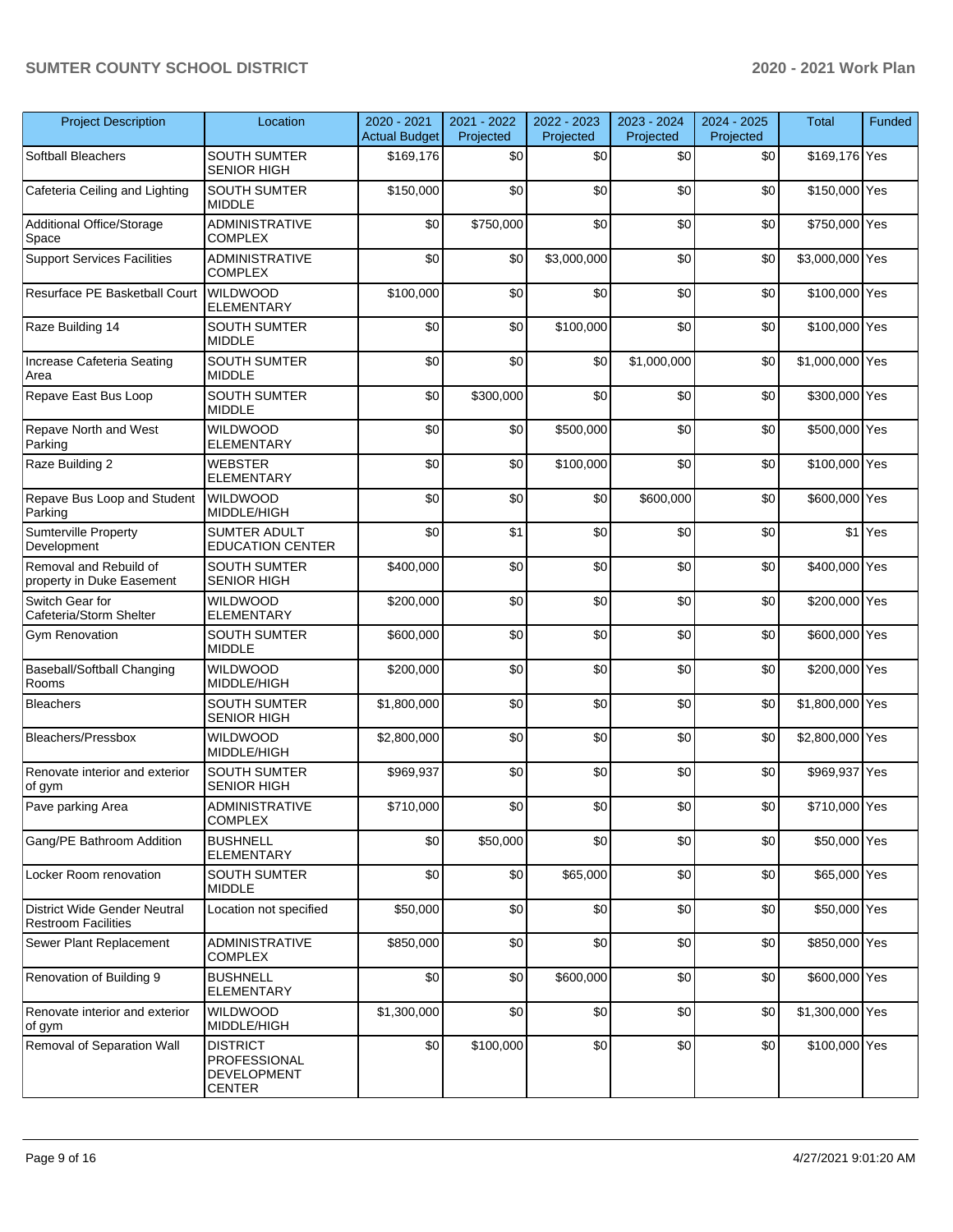| Project Description | Location | 2020 - 2021 Actual Budget | 2021 - 2022 Projected | 2022 - 2023 Projected | 2023 - 2024 Projected | 2024 - 2025 Projected | Total | Funded |
|---|---|---|---|---|---|---|---|---|
| Softball Bleachers | SOUTH SUMTER SENIOR HIGH | $169,176 | $0 | $0 | $0 | $0 | $169,176 | Yes |
| Cafeteria Ceiling and Lighting | SOUTH SUMTER MIDDLE | $150,000 | $0 | $0 | $0 | $0 | $150,000 | Yes |
| Additional Office/Storage Space | ADMINISTRATIVE COMPLEX | $0 | $750,000 | $0 | $0 | $0 | $750,000 | Yes |
| Support Services Facilities | ADMINISTRATIVE COMPLEX | $0 | $0 | $3,000,000 | $0 | $0 | $3,000,000 | Yes |
| Resurface PE Basketball Court | WILDWOOD ELEMENTARY | $100,000 | $0 | $0 | $0 | $0 | $100,000 | Yes |
| Raze Building 14 | SOUTH SUMTER MIDDLE | $0 | $0 | $100,000 | $0 | $0 | $100,000 | Yes |
| Increase Cafeteria Seating Area | SOUTH SUMTER MIDDLE | $0 | $0 | $0 | $1,000,000 | $0 | $1,000,000 | Yes |
| Repave East Bus Loop | SOUTH SUMTER MIDDLE | $0 | $300,000 | $0 | $0 | $0 | $300,000 | Yes |
| Repave North and West Parking | WILDWOOD ELEMENTARY | $0 | $0 | $500,000 | $0 | $0 | $500,000 | Yes |
| Raze Building 2 | WEBSTER ELEMENTARY | $0 | $0 | $100,000 | $0 | $0 | $100,000 | Yes |
| Repave Bus Loop and Student Parking | WILDWOOD MIDDLE/HIGH | $0 | $0 | $0 | $600,000 | $0 | $600,000 | Yes |
| Sumterville Property Development | SUMTER ADULT EDUCATION CENTER | $0 | $1 | $0 | $0 | $0 | $1 | Yes |
| Removal and Rebuild of property in Duke Easement | SOUTH SUMTER SENIOR HIGH | $400,000 | $0 | $0 | $0 | $0 | $400,000 | Yes |
| Switch Gear for Cafeteria/Storm Shelter | WILDWOOD ELEMENTARY | $200,000 | $0 | $0 | $0 | $0 | $200,000 | Yes |
| Gym Renovation | SOUTH SUMTER MIDDLE | $600,000 | $0 | $0 | $0 | $0 | $600,000 | Yes |
| Baseball/Softball Changing Rooms | WILDWOOD MIDDLE/HIGH | $200,000 | $0 | $0 | $0 | $0 | $200,000 | Yes |
| Bleachers | SOUTH SUMTER SENIOR HIGH | $1,800,000 | $0 | $0 | $0 | $0 | $1,800,000 | Yes |
| Bleachers/Pressbox | WILDWOOD MIDDLE/HIGH | $2,800,000 | $0 | $0 | $0 | $0 | $2,800,000 | Yes |
| Renovate interior and exterior of gym | SOUTH SUMTER SENIOR HIGH | $969,937 | $0 | $0 | $0 | $0 | $969,937 | Yes |
| Pave parking Area | ADMINISTRATIVE COMPLEX | $710,000 | $0 | $0 | $0 | $0 | $710,000 | Yes |
| Gang/PE Bathroom Addition | BUSHNELL ELEMENTARY | $0 | $50,000 | $0 | $0 | $0 | $50,000 | Yes |
| Locker Room renovation | SOUTH SUMTER MIDDLE | $0 | $0 | $65,000 | $0 | $0 | $65,000 | Yes |
| District Wide Gender Neutral Restroom Facilities | Location not specified | $50,000 | $0 | $0 | $0 | $0 | $50,000 | Yes |
| Sewer Plant Replacement | ADMINISTRATIVE COMPLEX | $850,000 | $0 | $0 | $0 | $0 | $850,000 | Yes |
| Renovation of Building 9 | BUSHNELL ELEMENTARY | $0 | $0 | $600,000 | $0 | $0 | $600,000 | Yes |
| Renovate interior and exterior of gym | WILDWOOD MIDDLE/HIGH | $1,300,000 | $0 | $0 | $0 | $0 | $1,300,000 | Yes |
| Removal of Separation Wall | DISTRICT PROFESSIONAL DEVELOPMENT CENTER | $0 | $100,000 | $0 | $0 | $0 | $100,000 | Yes |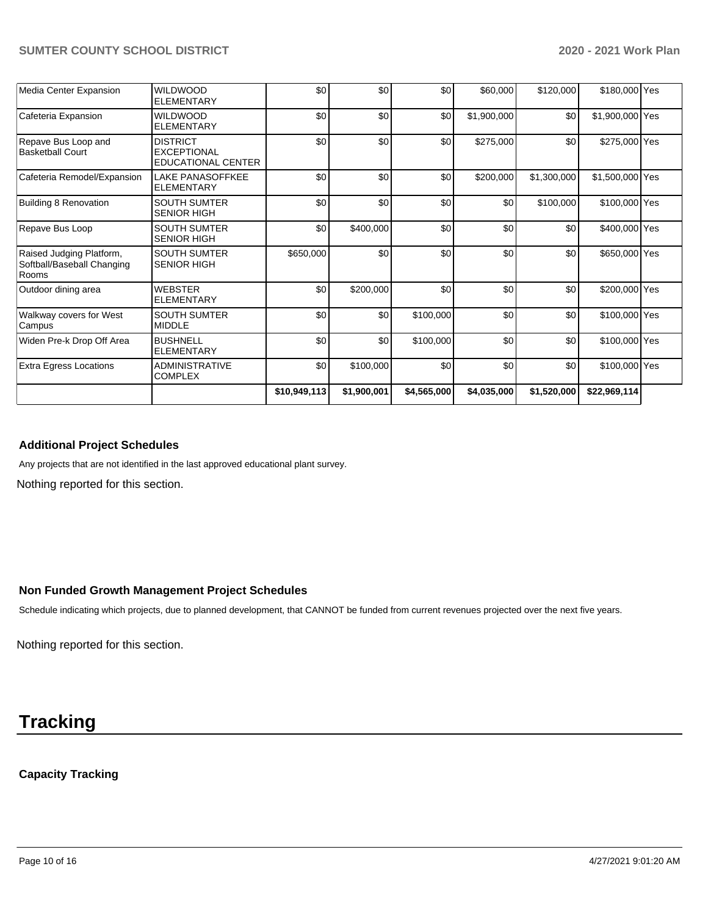| Media Center Expansion | WILDWOOD ELEMENTARY | $0 | $0 | $0 | $60,000 | $120,000 | $180,000 | Yes |
|---|---|---|---|---|---|---|---|---|
| Cafeteria Expansion | WILDWOOD ELEMENTARY | $0 | $0 | $0 | $1,900,000 | $0 | $1,900,000 | Yes |
| Repave Bus Loop and Basketball Court | DISTRICT EXCEPTIONAL EDUCATIONAL CENTER | $0 | $0 | $0 | $275,000 | $0 | $275,000 | Yes |
| Cafeteria Remodel/Expansion | LAKE PANASOFFKEE ELEMENTARY | $0 | $0 | $0 | $200,000 | $1,300,000 | $1,500,000 | Yes |
| Building 8 Renovation | SOUTH SUMTER SENIOR HIGH | $0 | $0 | $0 | $0 | $100,000 | $100,000 | Yes |
| Repave Bus Loop | SOUTH SUMTER SENIOR HIGH | $0 | $400,000 | $0 | $0 | $0 | $400,000 | Yes |
| Raised Judging Platform, Softball/Baseball Changing Rooms | SOUTH SUMTER SENIOR HIGH | $650,000 | $0 | $0 | $0 | $0 | $650,000 | Yes |
| Outdoor dining area | WEBSTER ELEMENTARY | $0 | $200,000 | $0 | $0 | $0 | $200,000 | Yes |
| Walkway covers for West Campus | SOUTH SUMTER MIDDLE | $0 | $0 | $100,000 | $0 | $0 | $100,000 | Yes |
| Widen Pre-k Drop Off Area | BUSHNELL ELEMENTARY | $0 | $0 | $100,000 | $0 | $0 | $100,000 | Yes |
| Extra Egress Locations | ADMINISTRATIVE COMPLEX | $0 | $100,000 | $0 | $0 | $0 | $100,000 | Yes |
| | | **$10,949,113** | **$1,900,001** | **$4,565,000** | **$4,035,000** | **$1,520,000** | **$22,969,114** | |

### Additional Project Schedules

Any projects that are not identified in the last approved educational plant survey.

Nothing reported for this section.

### Non Funded Growth Management Project Schedules

Schedule indicating which projects, due to planned development, that CANNOT be funded from current revenues projected over the next five years.

Nothing reported for this section.

# Tracking

### Capacity Tracking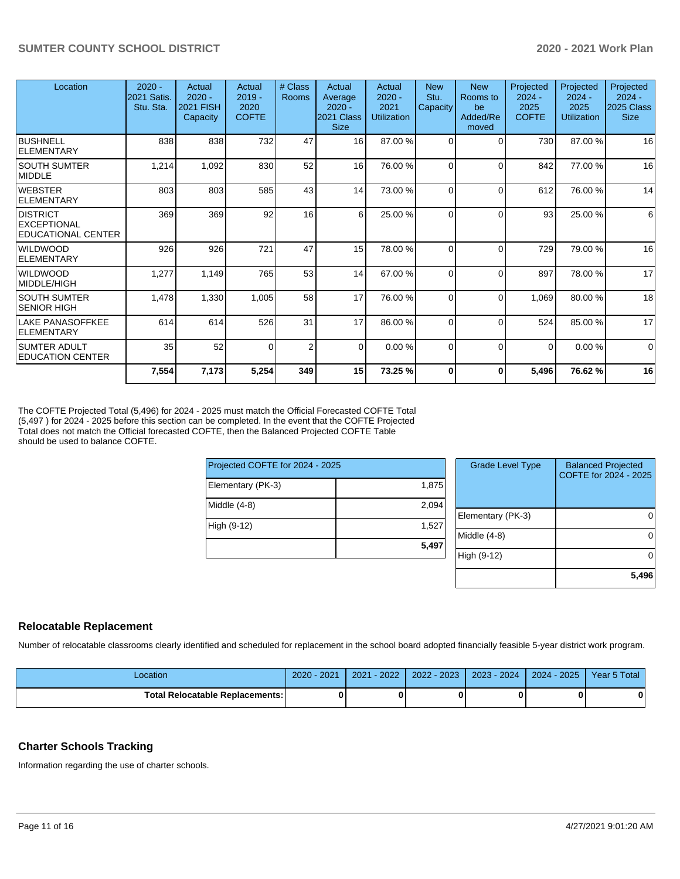| Location | 2020 - 2021 Satis. Stu. Sta. | Actual 2020 - 2021 FISH Capacity | Actual 2019 - 2020 COFTE | # Class Rooms | Actual Average 2020 - 2021 Class Size | Actual 2020 - 2021 Utilization | New Stu. Capacity | New Rooms to be Added/Removed | Projected 2024 - 2025 COFTE | Projected 2024 - 2025 Utilization | Projected 2024 - 2025 Class Size |
|---|---|---|---|---|---|---|---|---|---|---|---|
| BUSHNELL ELEMENTARY | 838 | 838 | 732 | 47 | 16 | 87.00 % | 0 | 0 | 730 | 87.00 % | 16 |
| SOUTH SUMTER MIDDLE | 1,214 | 1,092 | 830 | 52 | 16 | 76.00 % | 0 | 0 | 842 | 77.00 % | 16 |
| WEBSTER ELEMENTARY | 803 | 803 | 585 | 43 | 14 | 73.00 % | 0 | 0 | 612 | 76.00 % | 14 |
| DISTRICT EXCEPTIONAL EDUCATIONAL CENTER | 369 | 369 | 92 | 16 | 6 | 25.00 % | 0 | 0 | 93 | 25.00 % | 6 |
| WILDWOOD ELEMENTARY | 926 | 926 | 721 | 47 | 15 | 78.00 % | 0 | 0 | 729 | 79.00 % | 16 |
| WILDWOOD MIDDLE/HIGH | 1,277 | 1,149 | 765 | 53 | 14 | 67.00 % | 0 | 0 | 897 | 78.00 % | 17 |
| SOUTH SUMTER SENIOR HIGH | 1,478 | 1,330 | 1,005 | 58 | 17 | 76.00 % | 0 | 0 | 1,069 | 80.00 % | 18 |
| LAKE PANASOFFKEE ELEMENTARY | 614 | 614 | 526 | 31 | 17 | 86.00 % | 0 | 0 | 524 | 85.00 % | 17 |
| SUMTER ADULT EDUCATION CENTER | 35 | 52 | 0 | 2 | 0 | 0.00 % | 0 | 0 | 0 | 0.00 % | 0 |
| | **7,554** | **7,173** | **5,254** | **349** | **15** | **73.25 %** | **0** | **0** | **5,496** | **76.62 %** | **16** |

The COFTE Projected Total (5,496) for 2024 - 2025 must match the Official Forecasted COFTE Total (5,497 ) for 2024 - 2025 before this section can be completed. In the event that the COFTE Projected Total does not match the Official forecasted COFTE, then the Balanced Projected COFTE Table should be used to balance COFTE.

| Projected COFTE for 2024 - 2025 | |
|---|---|
| Elementary (PK-3) | 1,875 |
| Middle (4-8) | 2,094 |
| High (9-12) | 1,527 |
| | **5,497** |

| Grade Level Type | Balanced Projected COFTE for 2024 - 2025 |
|---|---|
| Elementary (PK-3) | 0 |
| Middle (4-8) | 0 |
| High (9-12) | 0 |
| | **5,496** |

## Relocatable Replacement

Number of relocatable classrooms clearly identified and scheduled for replacement in the school board adopted financially feasible 5-year district work program.

| Location | 2020 - 2021 | 2021 - 2022 | 2022 - 2023 | 2023 - 2024 | 2024 - 2025 | Year 5 Total |
|---|---|---|---|---|---|---|
| **Total Relocatable Replacements:** | **0** | **0** | **0** | **0** | **0** | **0** |

## Charter Schools Tracking

Information regarding the use of charter schools.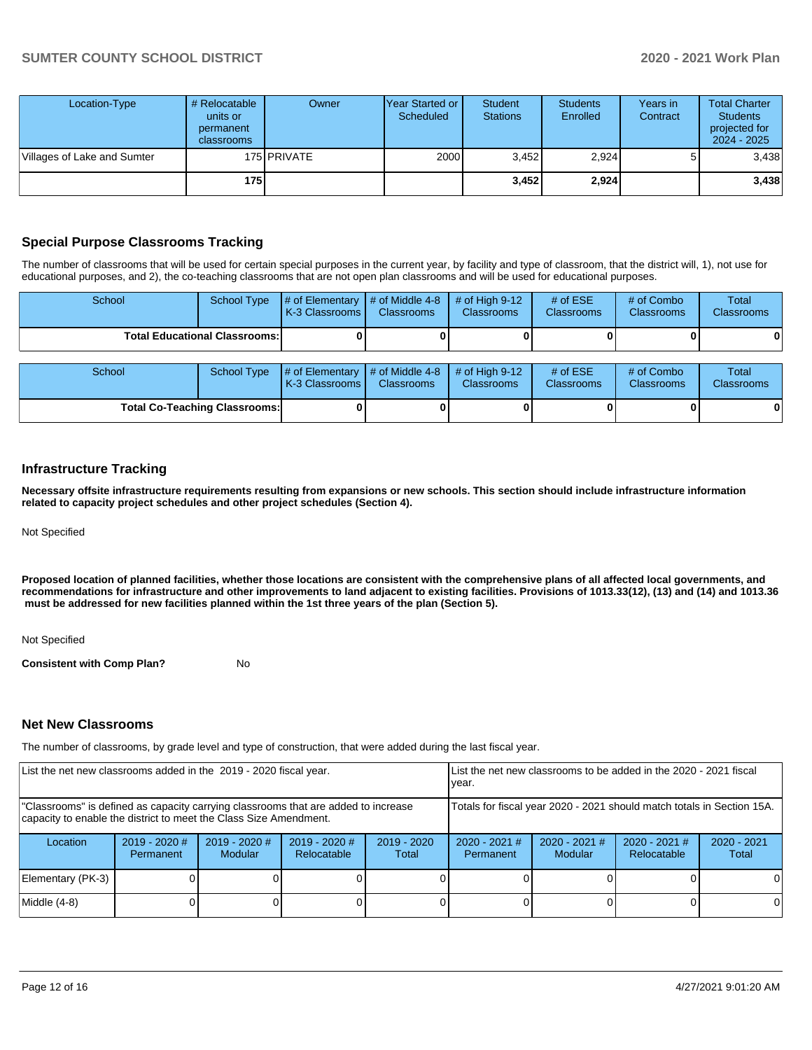| Location-Type | # Relocatable units or permanent classrooms | Owner | Year Started or Scheduled | Student Stations | Students Enrolled | Years in Contract | Total Charter Students projected for 2024 - 2025 |
|---|---|---|---|---|---|---|---|
| Villages of Lake and Sumter | 175 | PRIVATE | 2000 | 3,452 | 2,924 | 5 | 3,438 |
| | **175** | | | **3,452** | **2,924** | | **3,438** |

## Special Purpose Classrooms Tracking

The number of classrooms that will be used for certain special purposes in the current year, by facility and type of classroom, that the district will, 1), not use for educational purposes, and 2), the co-teaching classrooms that are not open plan classrooms and will be used for educational purposes.

| School | School Type | # of Elementary K-3 Classrooms | # of Middle 4-8 Classrooms | # of High 9-12 Classrooms | # of ESE Classrooms | # of Combo Classrooms | Total Classrooms |
|---|---|---|---|---|---|---|---|
| | **Total Educational Classrooms:** | **0** | **0** | **0** | **0** | **0** | **0** |

| School | School Type | # of Elementary K-3 Classrooms | # of Middle 4-8 Classrooms | # of High 9-12 Classrooms | # of ESE Classrooms | # of Combo Classrooms | Total Classrooms |
|---|---|---|---|---|---|---|---|
| | **Total Co-Teaching Classrooms:** | **0** | **0** | **0** | **0** | **0** | **0** |

## Infrastructure Tracking

**Necessary offsite infrastructure requirements resulting from expansions or new schools. This section should include infrastructure information related to capacity project schedules and other project schedules (Section 4).**

Not Specified

**Proposed location of planned facilities, whether those locations are consistent with the comprehensive plans of all affected local governments, and recommendations for infrastructure and other improvements to land adjacent to existing facilities. Provisions of 1013.33(12), (13) and (14) and 1013.36 must be addressed for new facilities planned within the 1st three years of the plan (Section 5).**

Not Specified

**Consistent with Comp Plan?** No

## Net New Classrooms

The number of classrooms, by grade level and type of construction, that were added during the last fiscal year.

| List the net new classrooms added in the 2019 - 2020 fiscal year. | | | | | List the net new classrooms to be added in the 2020 - 2021 fiscal year. | | | |
|---|---|---|---|---|---|---|---|---|
| "Classrooms" is defined as capacity carrying classrooms that are added to increase capacity to enable the district to meet the Class Size Amendment. | | | | | Totals for fiscal year 2020 - 2021 should match totals in Section 15A. | | | |
| Location | 2019 - 2020 # Permanent | 2019 - 2020 # Modular | 2019 - 2020 # Relocatable | 2019 - 2020 Total | 2020 - 2021 # Permanent | 2020 - 2021 # Modular | 2020 - 2021 # Relocatable | 2020 - 2021 Total |
| Elementary (PK-3) | 0 | 0 | 0 | 0 | 0 | 0 | 0 | 0 |
| Middle (4-8) | 0 | 0 | 0 | 0 | 0 | 0 | 0 | 0 |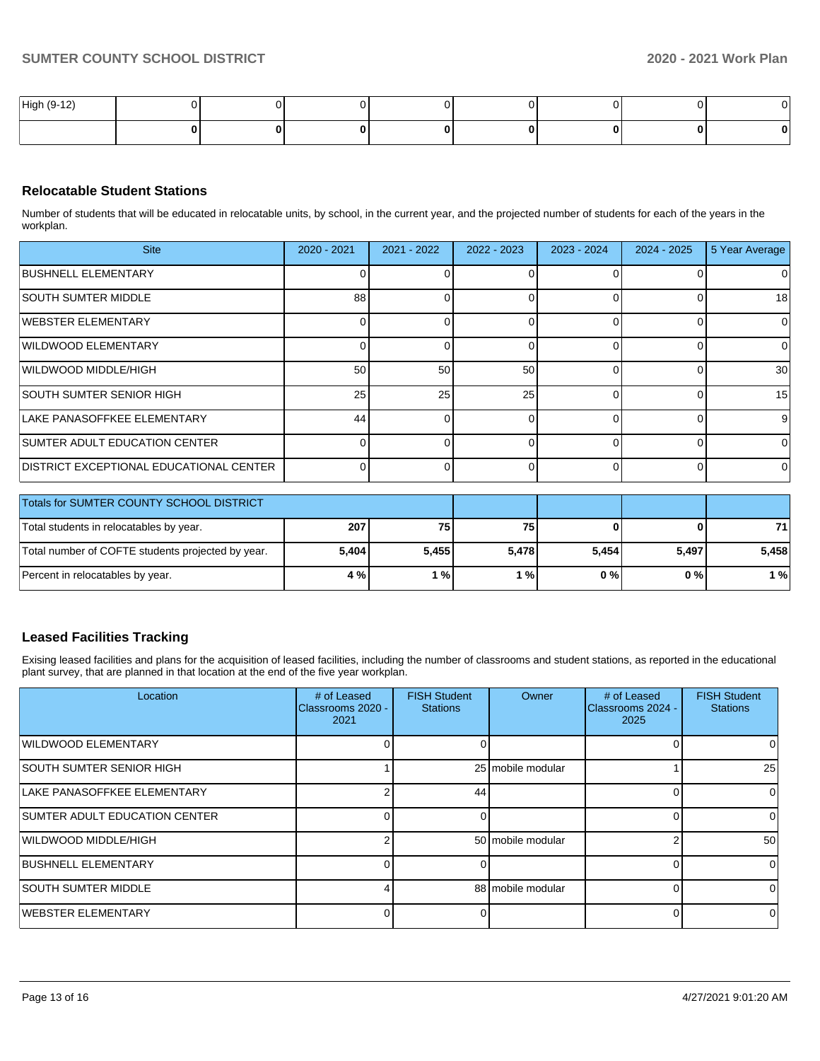| High (9-12) | 0 | 0 | 0 | 0 | 0 | 0 | 0 | 0 |
|---|---|---|---|---|---|---|---|---|
| | **0** | **0** | **0** | **0** | **0** | **0** | **0** | **0** |

### Relocatable Student Stations

Number of students that will be educated in relocatable units, by school, in the current year, and the projected number of students for each of the years in the workplan.

| Site | 2020 - 2021 | 2021 - 2022 | 2022 - 2023 | 2023 - 2024 | 2024 - 2025 | 5 Year Average |
|---|---|---|---|---|---|---|
| BUSHNELL ELEMENTARY | 0 | 0 | 0 | 0 | 0 | 0 |
| SOUTH SUMTER MIDDLE | 88 | 0 | 0 | 0 | 0 | 18 |
| WEBSTER ELEMENTARY | 0 | 0 | 0 | 0 | 0 | 0 |
| WILDWOOD ELEMENTARY | 0 | 0 | 0 | 0 | 0 | 0 |
| WILDWOOD MIDDLE/HIGH | 50 | 50 | 50 | 0 | 0 | 30 |
| SOUTH SUMTER SENIOR HIGH | 25 | 25 | 25 | 0 | 0 | 15 |
| LAKE PANASOFFKEE ELEMENTARY | 44 | 0 | 0 | 0 | 0 | 9 |
| SUMTER ADULT EDUCATION CENTER | 0 | 0 | 0 | 0 | 0 | 0 |
| DISTRICT EXCEPTIONAL EDUCATIONAL CENTER | 0 | 0 | 0 | 0 | 0 | 0 |

| Totals for SUMTER COUNTY SCHOOL DISTRICT | | | | | | |
|---|---|---|---|---|---|---|
| Total students in relocatables by year. | **207** | **75** | **75** | **0** | **0** | **71** |
| Total number of COFTE students projected by year. | **5,404** | **5,455** | **5,478** | **5,454** | **5,497** | **5,458** |
| Percent in relocatables by year. | **4 %** | **1 %** | **1 %** | **0 %** | **0 %** | **1 %** |

### Leased Facilities Tracking

Exising leased facilities and plans for the acquisition of leased facilities, including the number of classrooms and student stations, as reported in the educational plant survey, that are planned in that location at the end of the five year workplan.

| Location | # of Leased Classrooms 2020 - 2021 | FISH Student Stations | Owner | # of Leased Classrooms 2024 - 2025 | FISH Student Stations |
|---|---|---|---|---|---|
| WILDWOOD ELEMENTARY | 0 | 0 | | 0 | 0 |
| SOUTH SUMTER SENIOR HIGH | 1 | 25 | mobile modular | 1 | 25 |
| LAKE PANASOFFKEE ELEMENTARY | 2 | 44 | | 0 | 0 |
| SUMTER ADULT EDUCATION CENTER | 0 | 0 | | 0 | 0 |
| WILDWOOD MIDDLE/HIGH | 2 | 50 | mobile modular | 2 | 50 |
| BUSHNELL ELEMENTARY | 0 | 0 | | 0 | 0 |
| SOUTH SUMTER MIDDLE | 4 | 88 | mobile modular | 0 | 0 |
| WEBSTER ELEMENTARY | 0 | 0 | | 0 | 0 |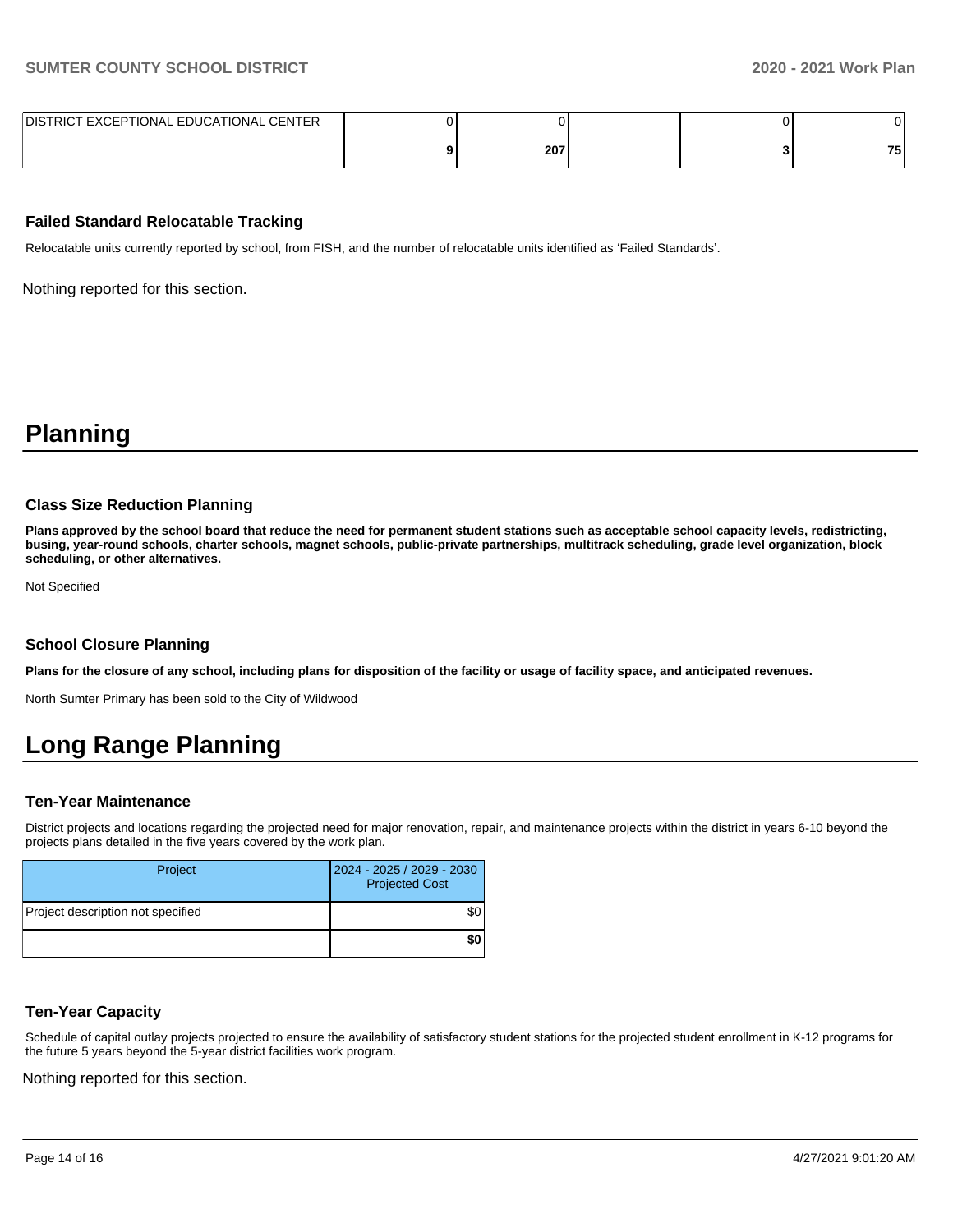| | | | | | |
|---|---|---|---|---|---|
| DISTRICT EXCEPTIONAL EDUCATIONAL CENTER | 0 | 0 | | 0 | 0 |
| | **9** | **207** | | **3** | **75** |

### Failed Standard Relocatable Tracking

Relocatable units currently reported by school, from FISH, and the number of relocatable units identified as 'Failed Standards'.

Nothing reported for this section.

# Planning

### Class Size Reduction Planning

**Plans approved by the school board that reduce the need for permanent student stations such as acceptable school capacity levels, redistricting, busing, year-round schools, charter schools, magnet schools, public-private partnerships, multitrack scheduling, grade level organization, block scheduling, or other alternatives.**

Not Specified

### School Closure Planning

**Plans for the closure of any school, including plans for disposition of the facility or usage of facility space, and anticipated revenues.**

North Sumter Primary has been sold to the City of Wildwood

# Long Range Planning

### Ten-Year Maintenance

District projects and locations regarding the projected need for major renovation, repair, and maintenance projects within the district in years 6-10 beyond the projects plans detailed in the five years covered by the work plan.

| Project | 2024 - 2025 / 2029 - 2030 Projected Cost |
|---|---|
| Project description not specified | $0 |
| | **$0** |

### Ten-Year Capacity

Schedule of capital outlay projects projected to ensure the availability of satisfactory student stations for the projected student enrollment in K-12 programs for the future 5 years beyond the 5-year district facilities work program.

Nothing reported for this section.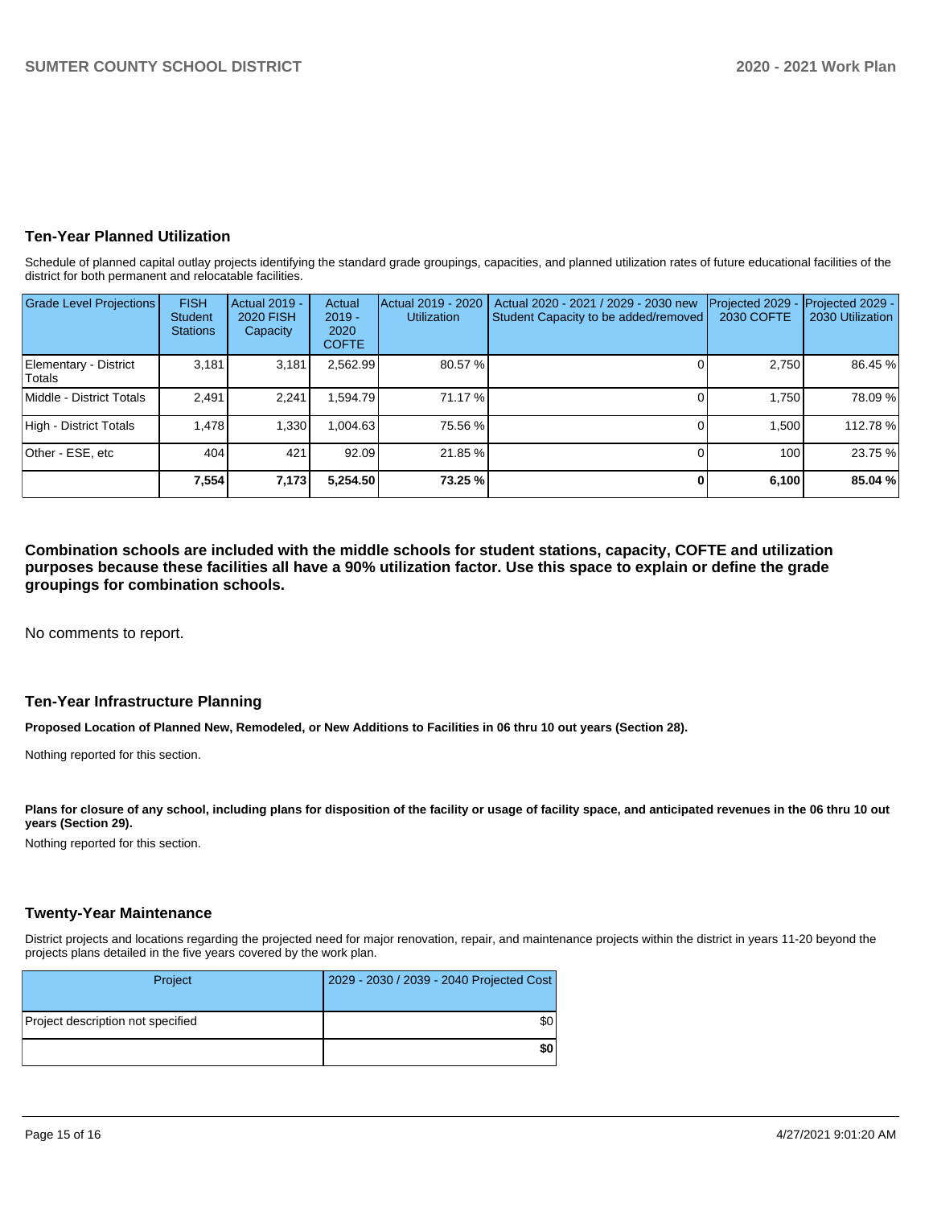## Ten-Year Planned Utilization

Schedule of planned capital outlay projects identifying the standard grade groupings, capacities, and planned utilization rates of future educational facilities of the district for both permanent and relocatable facilities.

| Grade Level Projections | FISH Student Stations | Actual 2019 - 2020 FISH Capacity | Actual 2019 - 2020 COFTE | Actual 2019 - 2020 Utilization | Actual 2020 - 2021 / 2029 - 2030 new Student Capacity to be added/removed | Projected 2029 - 2030 COFTE | Projected 2029 - 2030 Utilization |
|---|---|---|---|---|---|---|---|
| Elementary - District Totals | 3,181 | 3,181 | 2,562.99 | 80.57 % | 0 | 2,750 | 86.45 % |
| Middle - District Totals | 2,491 | 2,241 | 1,594.79 | 71.17 % | 0 | 1,750 | 78.09 % |
| High - District Totals | 1,478 | 1,330 | 1,004.63 | 75.56 % | 0 | 1,500 | 112.78 % |
| Other - ESE, etc | 404 | 421 | 92.09 | 21.85 % | 0 | 100 | 23.75 % |
| | **7,554** | **7,173** | **5,254.50** | **73.25 %** | **0** | **6,100** | **85.04 %** |

**Combination schools are included with the middle schools for student stations, capacity, COFTE and utilization purposes because these facilities all have a 90% utilization factor. Use this space to explain or define the grade groupings for combination schools.**

No comments to report.

## Ten-Year Infrastructure Planning

**Proposed Location of Planned New, Remodeled, or New Additions to Facilities in 06 thru 10 out years (Section 28).**

Nothing reported for this section.

**Plans for closure of any school, including plans for disposition of the facility or usage of facility space, and anticipated revenues in the 06 thru 10 out years (Section 29).**

Nothing reported for this section.

## Twenty-Year Maintenance

District projects and locations regarding the projected need for major renovation, repair, and maintenance projects within the district in years 11-20 beyond the projects plans detailed in the five years covered by the work plan.

| Project | 2029 - 2030 / 2039 - 2040 Projected Cost |
|---|---|
| Project description not specified | $0 |
| | **$0** |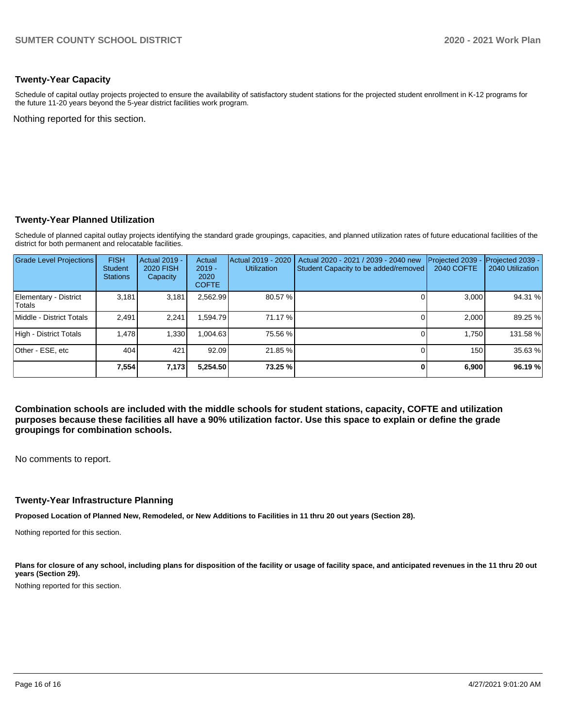## Twenty-Year Capacity

Schedule of capital outlay projects projected to ensure the availability of satisfactory student stations for the projected student enrollment in K-12 programs for the future 11-20 years beyond the 5-year district facilities work program.

Nothing reported for this section.

## Twenty-Year Planned Utilization

Schedule of planned capital outlay projects identifying the standard grade groupings, capacities, and planned utilization rates of future educational facilities of the district for both permanent and relocatable facilities.

| Grade Level Projections | FISH Student Stations | Actual 2019 - 2020 FISH Capacity | Actual 2019 - 2020 COFTE | Actual 2019 - 2020 Utilization | Actual 2020 - 2021 / 2039 - 2040 new Student Capacity to be added/removed | Projected 2039 - 2040 COFTE | Projected 2039 - 2040 Utilization |
|---|---|---|---|---|---|---|---|
| Elementary - District Totals | 3,181 | 3,181 | 2,562.99 | 80.57 % | 0 | 3,000 | 94.31 % |
| Middle - District Totals | 2,491 | 2,241 | 1,594.79 | 71.17 % | 0 | 2,000 | 89.25 % |
| High - District Totals | 1,478 | 1,330 | 1,004.63 | 75.56 % | 0 | 1,750 | 131.58 % |
| Other - ESE, etc | 404 | 421 | 92.09 | 21.85 % | 0 | 150 | 35.63 % |
| | **7,554** | **7,173** | **5,254.50** | **73.25 %** | **0** | **6,900** | **96.19 %** |

**Combination schools are included with the middle schools for student stations, capacity, COFTE and utilization purposes because these facilities all have a 90% utilization factor. Use this space to explain or define the grade groupings for combination schools.**

No comments to report.

## Twenty-Year Infrastructure Planning

**Proposed Location of Planned New, Remodeled, or New Additions to Facilities in 11 thru 20 out years (Section 28).**

Nothing reported for this section.

**Plans for closure of any school, including plans for disposition of the facility or usage of facility space, and anticipated revenues in the 11 thru 20 out years (Section 29).**

Nothing reported for this section.